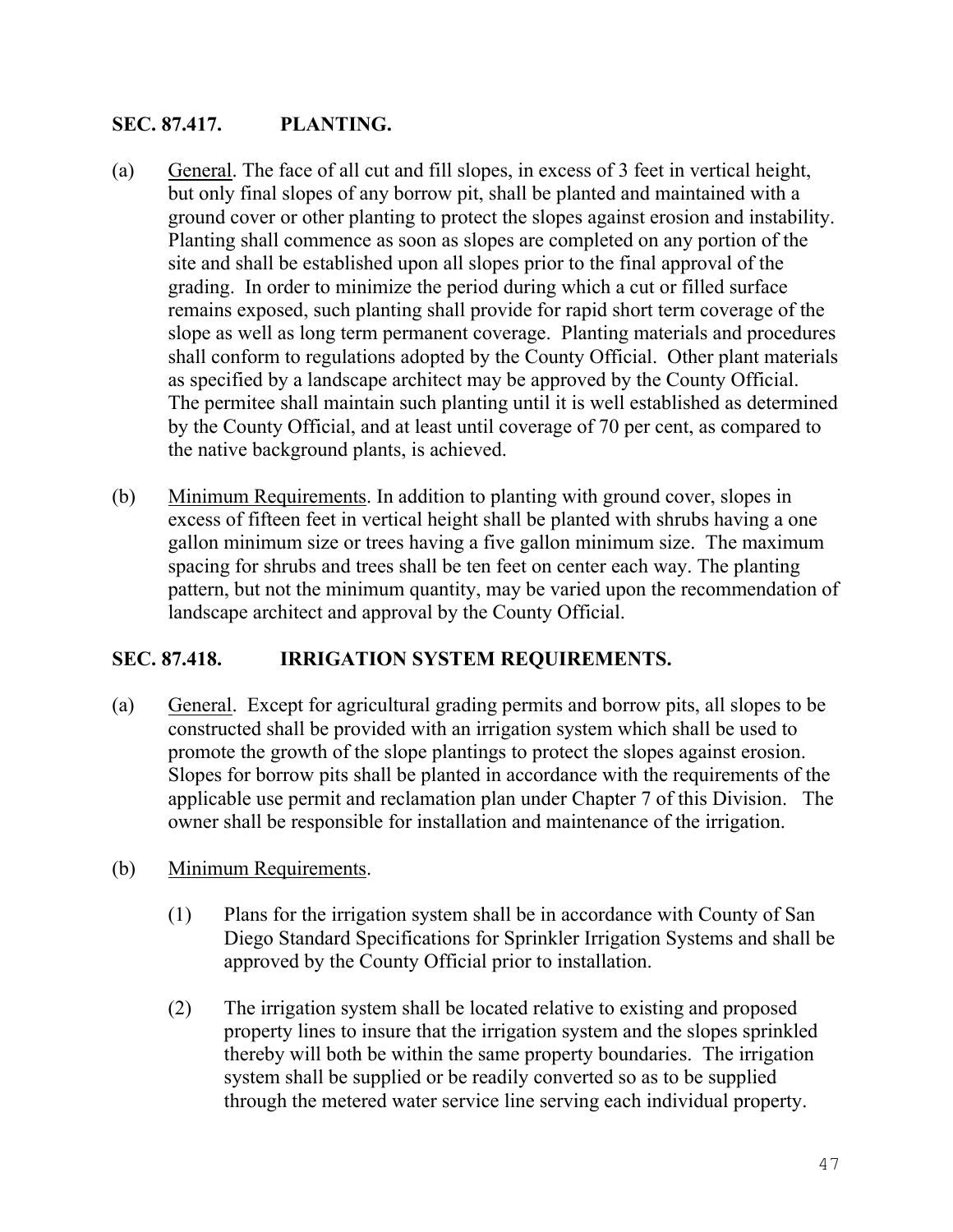## SEC. 87.417. PLANTING.

(a) General. The face of all cut and fill slopes, in excess of 3 feet in vertical height, but only final slopes of any borrow pit, shall be planted and maintained with a ground cover or other planting to protect the slopes against erosion and instability. Planting shall commence as soon as slopes are completed on any portion of the site and shall be established upon all slopes prior to the final approval of the grading. In order to minimize the period during which a cut or filled surface remains exposed, such planting shall provide for rapid short term coverage of the slope as well as long term permanent coverage. Planting materials and procedures shall conform to regulations adopted by the County Official. Other plant materials as specified by a landscape architect may be approved by the County Official. The permitee shall maintain such planting until it is well established as determined by the County Official, and at least until coverage of 70 per cent, as compared to the native background plants, is achieved.

(b) Minimum Requirements. In addition to planting with ground cover, slopes in excess of fifteen feet in vertical height shall be planted with shrubs having a one gallon minimum size or trees having a five gallon minimum size. The maximum spacing for shrubs and trees shall be ten feet on center each way. The planting pattern, but not the minimum quantity, may be varied upon the recommendation of landscape architect and approval by the County Official.

## SEC. 87.418. IRRIGATION SYSTEM REQUIREMENTS.

(a) General. Except for agricultural grading permits and borrow pits, all slopes to be constructed shall be provided with an irrigation system which shall be used to promote the growth of the slope plantings to protect the slopes against erosion. Slopes for borrow pits shall be planted in accordance with the requirements of the applicable use permit and reclamation plan under Chapter 7 of this Division. The owner shall be responsible for installation and maintenance of the irrigation.

(b) Minimum Requirements.

(1) Plans for the irrigation system shall be in accordance with County of San Diego Standard Specifications for Sprinkler Irrigation Systems and shall be approved by the County Official prior to installation.

(2) The irrigation system shall be located relative to existing and proposed property lines to insure that the irrigation system and the slopes sprinkled thereby will both be within the same property boundaries. The irrigation system shall be supplied or be readily converted so as to be supplied through the metered water service line serving each individual property.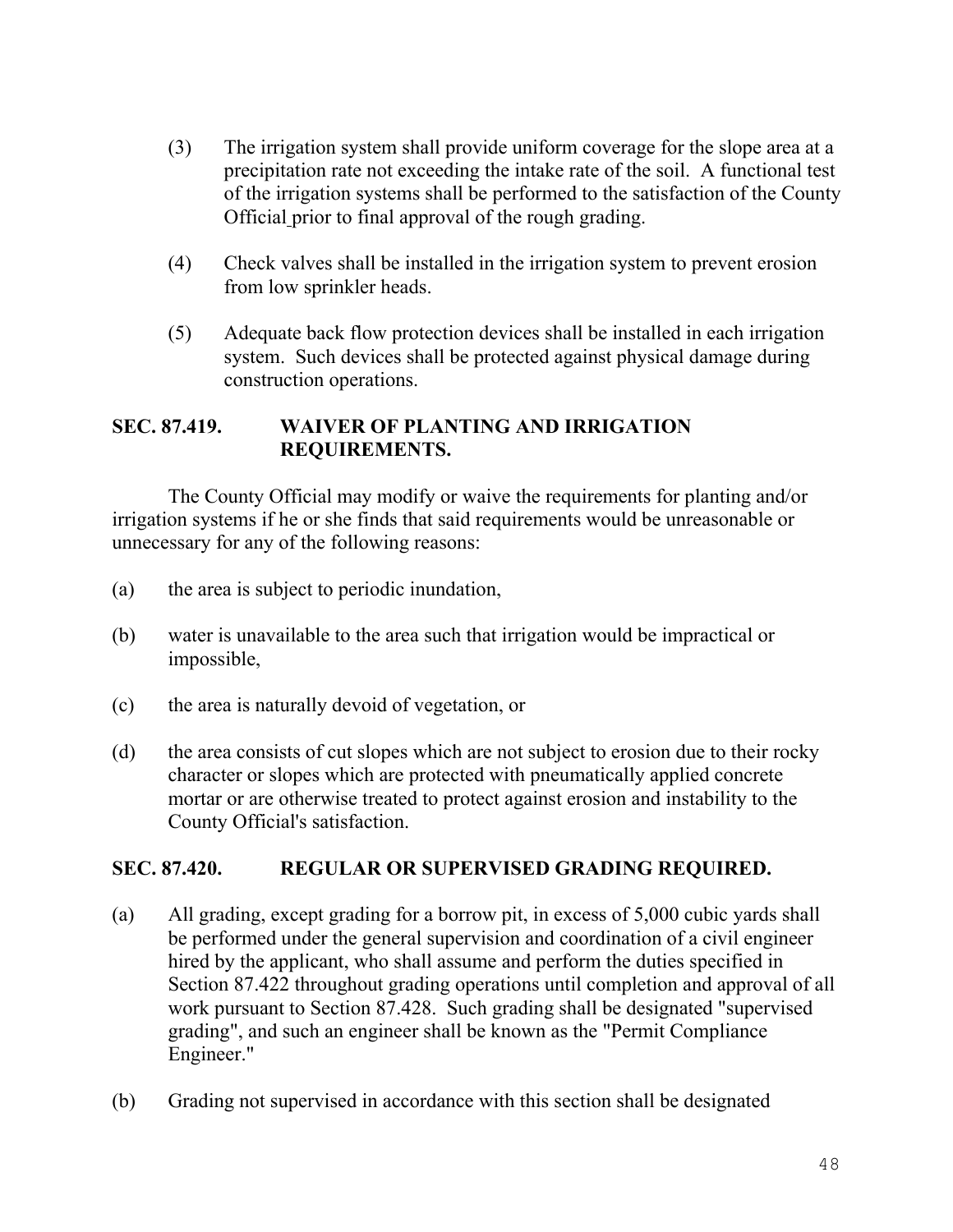(3) The irrigation system shall provide uniform coverage for the slope area at a precipitation rate not exceeding the intake rate of the soil. A functional test of the irrigation systems shall be performed to the satisfaction of the County Official prior to final approval of the rough grading.

(4) Check valves shall be installed in the irrigation system to prevent erosion from low sprinkler heads.

(5) Adequate back flow protection devices shall be installed in each irrigation system. Such devices shall be protected against physical damage during construction operations.

**SEC. 87.419. WAIVER OF PLANTING AND IRRIGATION REQUIREMENTS.**

The County Official may modify or waive the requirements for planting and/or irrigation systems if he or she finds that said requirements would be unreasonable or unnecessary for any of the following reasons:

(a) the area is subject to periodic inundation,

(b) water is unavailable to the area such that irrigation would be impractical or impossible,

(c) the area is naturally devoid of vegetation, or

(d) the area consists of cut slopes which are not subject to erosion due to their rocky character or slopes which are protected with pneumatically applied concrete mortar or are otherwise treated to protect against erosion and instability to the County Official's satisfaction.

**SEC. 87.420. REGULAR OR SUPERVISED GRADING REQUIRED.**

(a) All grading, except grading for a borrow pit, in excess of 5,000 cubic yards shall be performed under the general supervision and coordination of a civil engineer hired by the applicant, who shall assume and perform the duties specified in Section 87.422 throughout grading operations until completion and approval of all work pursuant to Section 87.428. Such grading shall be designated "supervised grading", and such an engineer shall be known as the "Permit Compliance Engineer."

(b) Grading not supervised in accordance with this section shall be designated